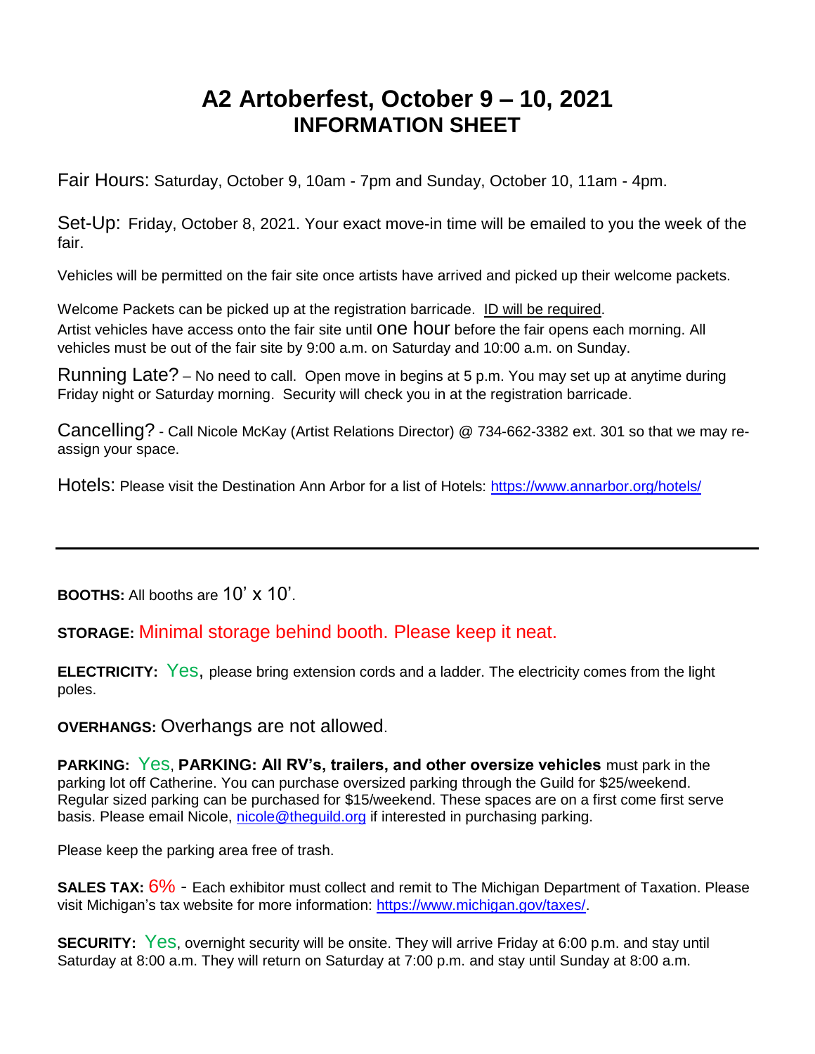# A2 Artoberfest, October 9 – 10, 2021
## INFORMATION SHEET

Fair Hours: Saturday, October 9, 10am - 7pm and Sunday, October 10, 11am - 4pm.

Set-Up: Friday, October 8, 2021. Your exact move-in time will be emailed to you the week of the fair.

Vehicles will be permitted on the fair site once artists have arrived and picked up their welcome packets.

Welcome Packets can be picked up at the registration barricade. ID will be required.
Artist vehicles have access onto the fair site until one hour before the fair opens each morning. All vehicles must be out of the fair site by 9:00 a.m. on Saturday and 10:00 a.m. on Sunday.

Running Late? – No need to call. Open move in begins at 5 p.m. You may set up at anytime during Friday night or Saturday morning. Security will check you in at the registration barricade.

Cancelling? - Call Nicole McKay (Artist Relations Director) @ 734-662-3382 ext. 301 so that we may re-assign your space.

Hotels: Please visit the Destination Ann Arbor for a list of Hotels: https://www.annarbor.org/hotels/

---

**BOOTHS:** All booths are 10' x 10'.

**STORAGE:** Minimal storage behind booth. Please keep it neat.

**ELECTRICITY:** Yes, please bring extension cords and a ladder. The electricity comes from the light poles.

**OVERHANGS:** Overhangs are not allowed.

**PARKING:** Yes, **PARKING: All RV's, trailers, and other oversize vehicles** must park in the parking lot off Catherine. You can purchase oversized parking through the Guild for $25/weekend. Regular sized parking can be purchased for $15/weekend. These spaces are on a first come first serve basis. Please email Nicole, nicole@theguild.org if interested in purchasing parking.

Please keep the parking area free of trash.

**SALES TAX:** 6% - Each exhibitor must collect and remit to The Michigan Department of Taxation. Please visit Michigan's tax website for more information: https://www.michigan.gov/taxes/.

**SECURITY:** Yes, overnight security will be onsite. They will arrive Friday at 6:00 p.m. and stay until Saturday at 8:00 a.m. They will return on Saturday at 7:00 p.m. and stay until Sunday at 8:00 a.m.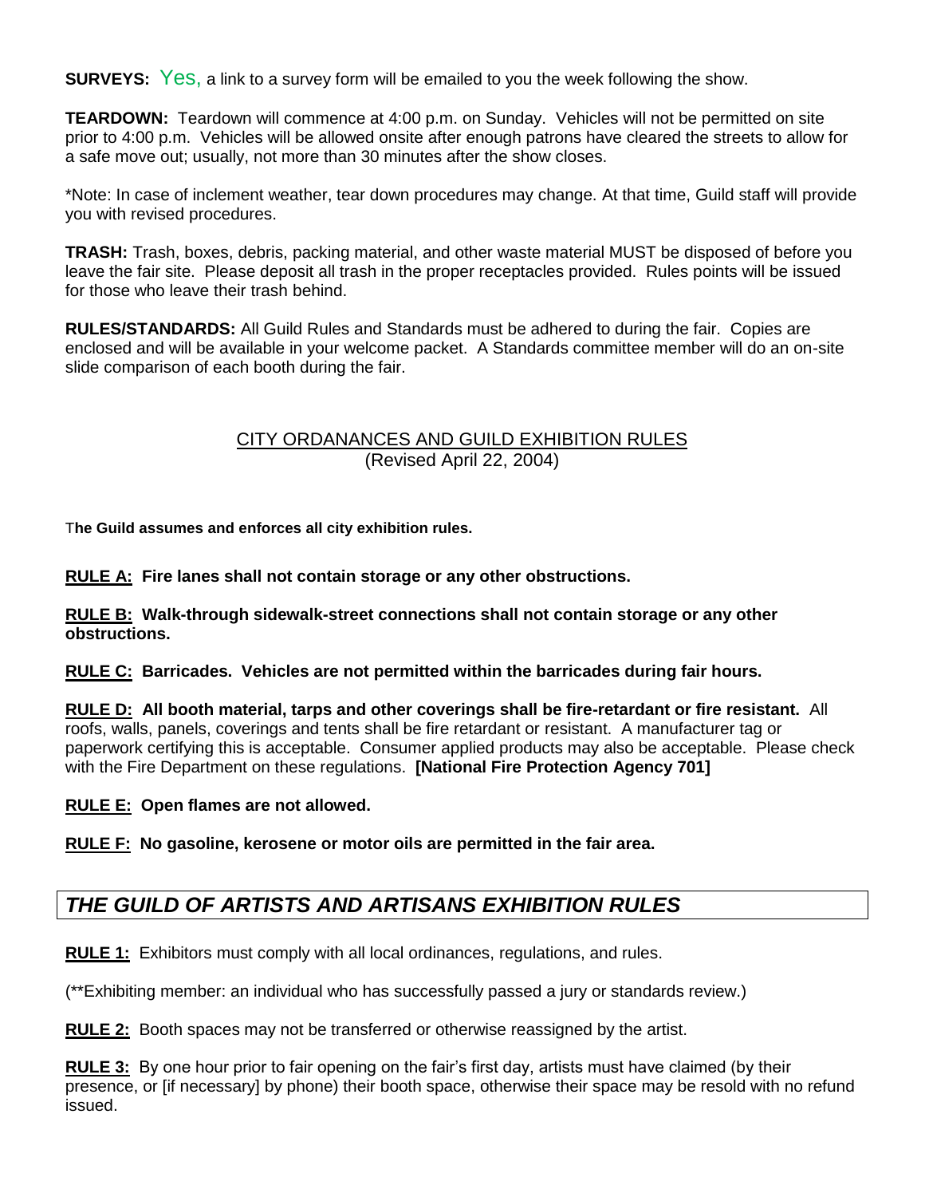**SURVEYS:** Yes, a link to a survey form will be emailed to you the week following the show.

**TEARDOWN:** Teardown will commence at 4:00 p.m. on Sunday. Vehicles will not be permitted on site prior to 4:00 p.m. Vehicles will be allowed onsite after enough patrons have cleared the streets to allow for a safe move out; usually, not more than 30 minutes after the show closes.

*Note: In case of inclement weather, tear down procedures may change. At that time, Guild staff will provide you with revised procedures.

**TRASH:** Trash, boxes, debris, packing material, and other waste material MUST be disposed of before you leave the fair site. Please deposit all trash in the proper receptacles provided. Rules points will be issued for those who leave their trash behind.

**RULES/STANDARDS:** All Guild Rules and Standards must be adhered to during the fair. Copies are enclosed and will be available in your welcome packet. A Standards committee member will do an on-site slide comparison of each booth during the fair.

## CITY ORDANANCES AND GUILD EXHIBITION RULES
(Revised April 22, 2004)

T**he Guild assumes and enforces all city exhibition rules.**

**RULE A: Fire lanes shall not contain storage or any other obstructions.**

**RULE B: Walk-through sidewalk-street connections shall not contain storage or any other obstructions.**

**RULE C: Barricades. Vehicles are not permitted within the barricades during fair hours.**

**RULE D: All booth material, tarps and other coverings shall be fire-retardant or fire resistant.** All roofs, walls, panels, coverings and tents shall be fire retardant or resistant. A manufacturer tag or paperwork certifying this is acceptable. Consumer applied products may also be acceptable. Please check with the Fire Department on these regulations. **[National Fire Protection Agency 701]**

**RULE E: Open flames are not allowed.**

**RULE F: No gasoline, kerosene or motor oils are permitted in the fair area.**

## *THE GUILD OF ARTISTS AND ARTISANS EXHIBITION RULES*

**RULE 1:** Exhibitors must comply with all local ordinances, regulations, and rules.

(**Exhibiting member: an individual who has successfully passed a jury or standards review.)

**RULE 2:** Booth spaces may not be transferred or otherwise reassigned by the artist.

**RULE 3:** By one hour prior to fair opening on the fair's first day, artists must have claimed (by their presence, or [if necessary] by phone) their booth space, otherwise their space may be resold with no refund issued.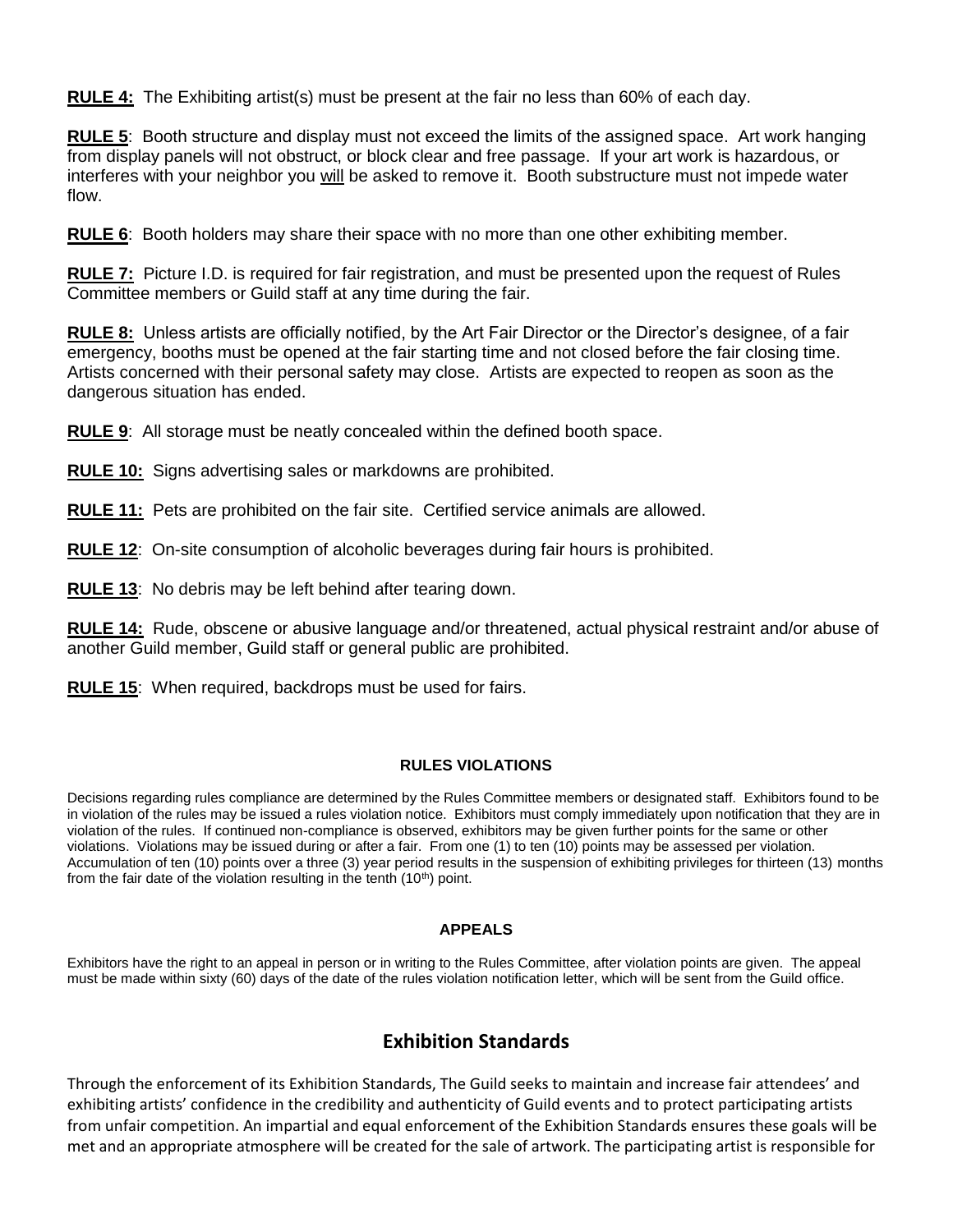**RULE 4:** The Exhibiting artist(s) must be present at the fair no less than 60% of each day.

**RULE 5**: Booth structure and display must not exceed the limits of the assigned space. Art work hanging from display panels will not obstruct, or block clear and free passage. If your art work is hazardous, or interferes with your neighbor you will be asked to remove it. Booth substructure must not impede water flow.

**RULE 6**: Booth holders may share their space with no more than one other exhibiting member.

**RULE 7:** Picture I.D. is required for fair registration, and must be presented upon the request of Rules Committee members or Guild staff at any time during the fair.

**RULE 8:** Unless artists are officially notified, by the Art Fair Director or the Director's designee, of a fair emergency, booths must be opened at the fair starting time and not closed before the fair closing time. Artists concerned with their personal safety may close. Artists are expected to reopen as soon as the dangerous situation has ended.

**RULE 9**: All storage must be neatly concealed within the defined booth space.

**RULE 10:** Signs advertising sales or markdowns are prohibited.

**RULE 11:** Pets are prohibited on the fair site. Certified service animals are allowed.

**RULE 12**: On-site consumption of alcoholic beverages during fair hours is prohibited.

**RULE 13**: No debris may be left behind after tearing down.

**RULE 14:** Rude, obscene or abusive language and/or threatened, actual physical restraint and/or abuse of another Guild member, Guild staff or general public are prohibited.

**RULE 15**: When required, backdrops must be used for fairs.

#### RULES VIOLATIONS

Decisions regarding rules compliance are determined by the Rules Committee members or designated staff. Exhibitors found to be in violation of the rules may be issued a rules violation notice. Exhibitors must comply immediately upon notification that they are in violation of the rules. If continued non-compliance is observed, exhibitors may be given further points for the same or other violations. Violations may be issued during or after a fair. From one (1) to ten (10) points may be assessed per violation. Accumulation of ten (10) points over a three (3) year period results in the suspension of exhibiting privileges for thirteen (13) months from the fair date of the violation resulting in the tenth (10th) point.

#### APPEALS

Exhibitors have the right to an appeal in person or in writing to the Rules Committee, after violation points are given. The appeal must be made within sixty (60) days of the date of the rules violation notification letter, which will be sent from the Guild office.

## Exhibition Standards

Through the enforcement of its Exhibition Standards, The Guild seeks to maintain and increase fair attendees' and exhibiting artists' confidence in the credibility and authenticity of Guild events and to protect participating artists from unfair competition. An impartial and equal enforcement of the Exhibition Standards ensures these goals will be met and an appropriate atmosphere will be created for the sale of artwork. The participating artist is responsible for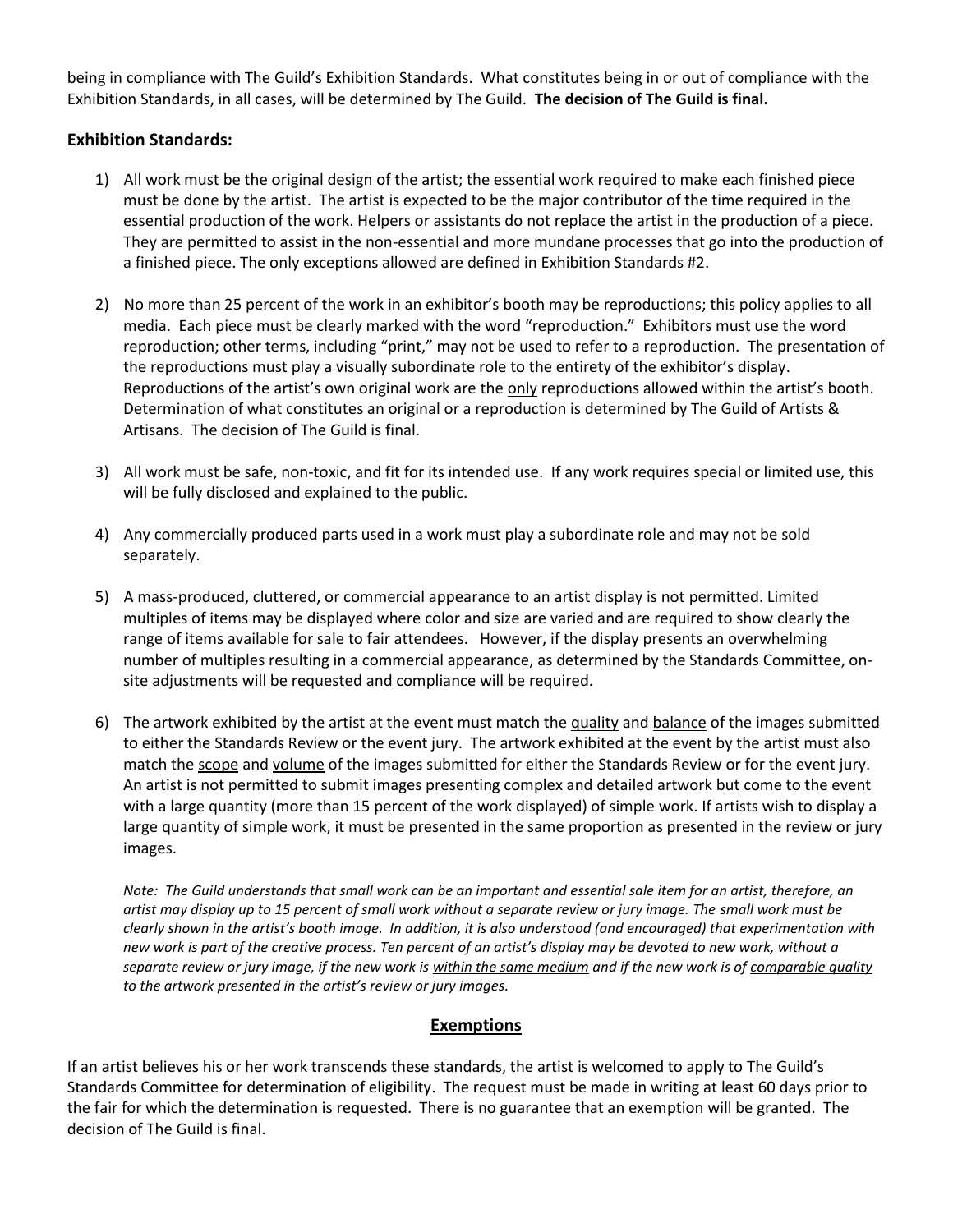being in compliance with The Guild's Exhibition Standards. What constitutes being in or out of compliance with the Exhibition Standards, in all cases, will be determined by The Guild. **The decision of The Guild is final.**

### Exhibition Standards:

1) All work must be the original design of the artist; the essential work required to make each finished piece must be done by the artist. The artist is expected to be the major contributor of the time required in the essential production of the work. Helpers or assistants do not replace the artist in the production of a piece. They are permitted to assist in the non-essential and more mundane processes that go into the production of a finished piece. The only exceptions allowed are defined in Exhibition Standards #2.

2) No more than 25 percent of the work in an exhibitor's booth may be reproductions; this policy applies to all media. Each piece must be clearly marked with the word "reproduction." Exhibitors must use the word reproduction; other terms, including "print," may not be used to refer to a reproduction. The presentation of the reproductions must play a visually subordinate role to the entirety of the exhibitor's display. Reproductions of the artist's own original work are the <u>only</u> reproductions allowed within the artist's booth. Determination of what constitutes an original or a reproduction is determined by The Guild of Artists & Artisans. The decision of The Guild is final.

3) All work must be safe, non-toxic, and fit for its intended use. If any work requires special or limited use, this will be fully disclosed and explained to the public.

4) Any commercially produced parts used in a work must play a subordinate role and may not be sold separately.

5) A mass-produced, cluttered, or commercial appearance to an artist display is not permitted. Limited multiples of items may be displayed where color and size are varied and are required to show clearly the range of items available for sale to fair attendees. However, if the display presents an overwhelming number of multiples resulting in a commercial appearance, as determined by the Standards Committee, on-site adjustments will be requested and compliance will be required.

6) The artwork exhibited by the artist at the event must match the <u>quality</u> and <u>balance</u> of the images submitted to either the Standards Review or the event jury. The artwork exhibited at the event by the artist must also match the <u>scope</u> and <u>volume</u> of the images submitted for either the Standards Review or for the event jury. An artist is not permitted to submit images presenting complex and detailed artwork but come to the event with a large quantity (more than 15 percent of the work displayed) of simple work. If artists wish to display a large quantity of simple work, it must be presented in the same proportion as presented in the review or jury images.

   *Note: The Guild understands that small work can be an important and essential sale item for an artist, therefore, an artist may display up to 15 percent of small work without a separate review or jury image. The small work must be clearly shown in the artist's booth image. In addition, it is also understood (and encouraged) that experimentation with new work is part of the creative process. Ten percent of an artist's display may be devoted to new work, without a separate review or jury image, if the new work is <u>within the same medium</u> and if the new work is of <u>comparable quality</u> to the artwork presented in the artist's review or jury images.*

## <u>Exemptions</u>

If an artist believes his or her work transcends these standards, the artist is welcomed to apply to The Guild's Standards Committee for determination of eligibility. The request must be made in writing at least 60 days prior to the fair for which the determination is requested. There is no guarantee that an exemption will be granted. The decision of The Guild is final.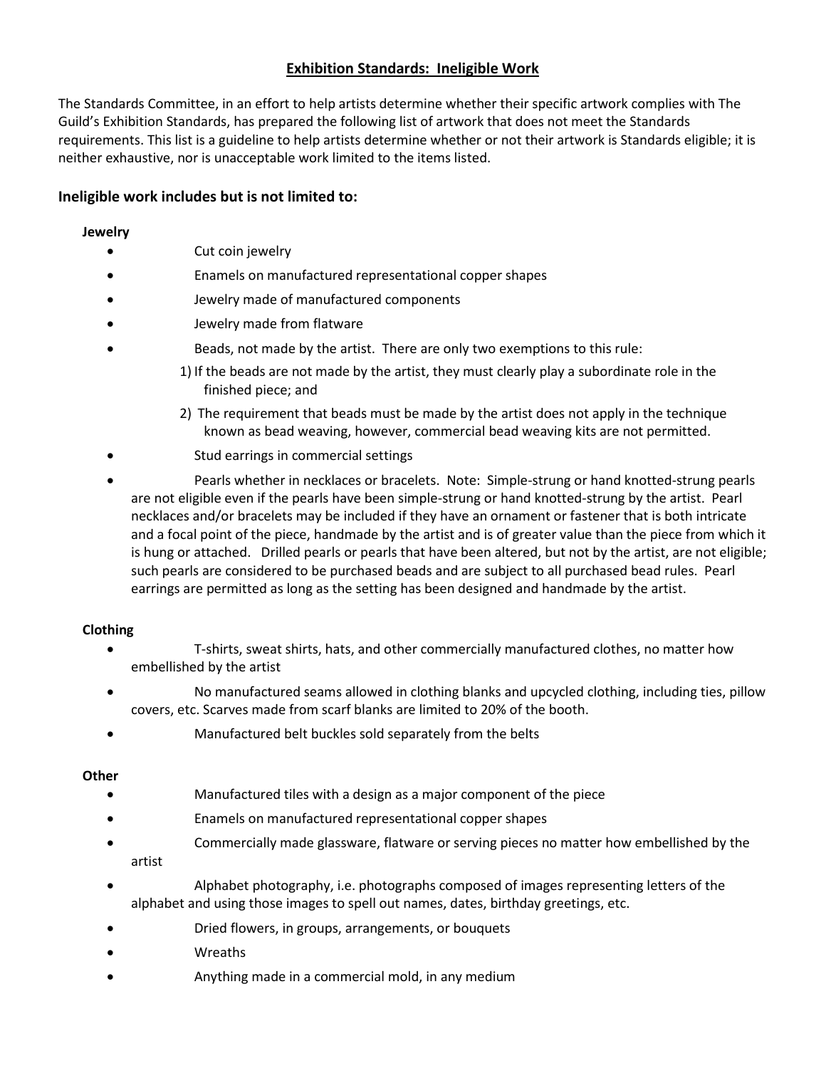## Exhibition Standards: Ineligible Work

The Standards Committee, in an effort to help artists determine whether their specific artwork complies with The Guild's Exhibition Standards, has prepared the following list of artwork that does not meet the Standards requirements. This list is a guideline to help artists determine whether or not their artwork is Standards eligible; it is neither exhaustive, nor is unacceptable work limited to the items listed.

### Ineligible work includes but is not limited to:

**Jewelry**

- Cut coin jewelry
- Enamels on manufactured representational copper shapes
- Jewelry made of manufactured components
- Jewelry made from flatware
- Beads, not made by the artist. There are only two exemptions to this rule:
    1) If the beads are not made by the artist, they must clearly play a subordinate role in the finished piece; and
    2) The requirement that beads must be made by the artist does not apply in the technique known as bead weaving, however, commercial bead weaving kits are not permitted.
- Stud earrings in commercial settings
- Pearls whether in necklaces or bracelets. Note: Simple-strung or hand knotted-strung pearls are not eligible even if the pearls have been simple-strung or hand knotted-strung by the artist. Pearl necklaces and/or bracelets may be included if they have an ornament or fastener that is both intricate and a focal point of the piece, handmade by the artist and is of greater value than the piece from which it is hung or attached. Drilled pearls or pearls that have been altered, but not by the artist, are not eligible; such pearls are considered to be purchased beads and are subject to all purchased bead rules. Pearl earrings are permitted as long as the setting has been designed and handmade by the artist.

**Clothing**

- T-shirts, sweat shirts, hats, and other commercially manufactured clothes, no matter how embellished by the artist
- No manufactured seams allowed in clothing blanks and upcycled clothing, including ties, pillow covers, etc. Scarves made from scarf blanks are limited to 20% of the booth.
- Manufactured belt buckles sold separately from the belts

**Other**

- Manufactured tiles with a design as a major component of the piece
- Enamels on manufactured representational copper shapes
- Commercially made glassware, flatware or serving pieces no matter how embellished by the artist
- Alphabet photography, i.e. photographs composed of images representing letters of the alphabet and using those images to spell out names, dates, birthday greetings, etc.
- Dried flowers, in groups, arrangements, or bouquets
- Wreaths
- Anything made in a commercial mold, in any medium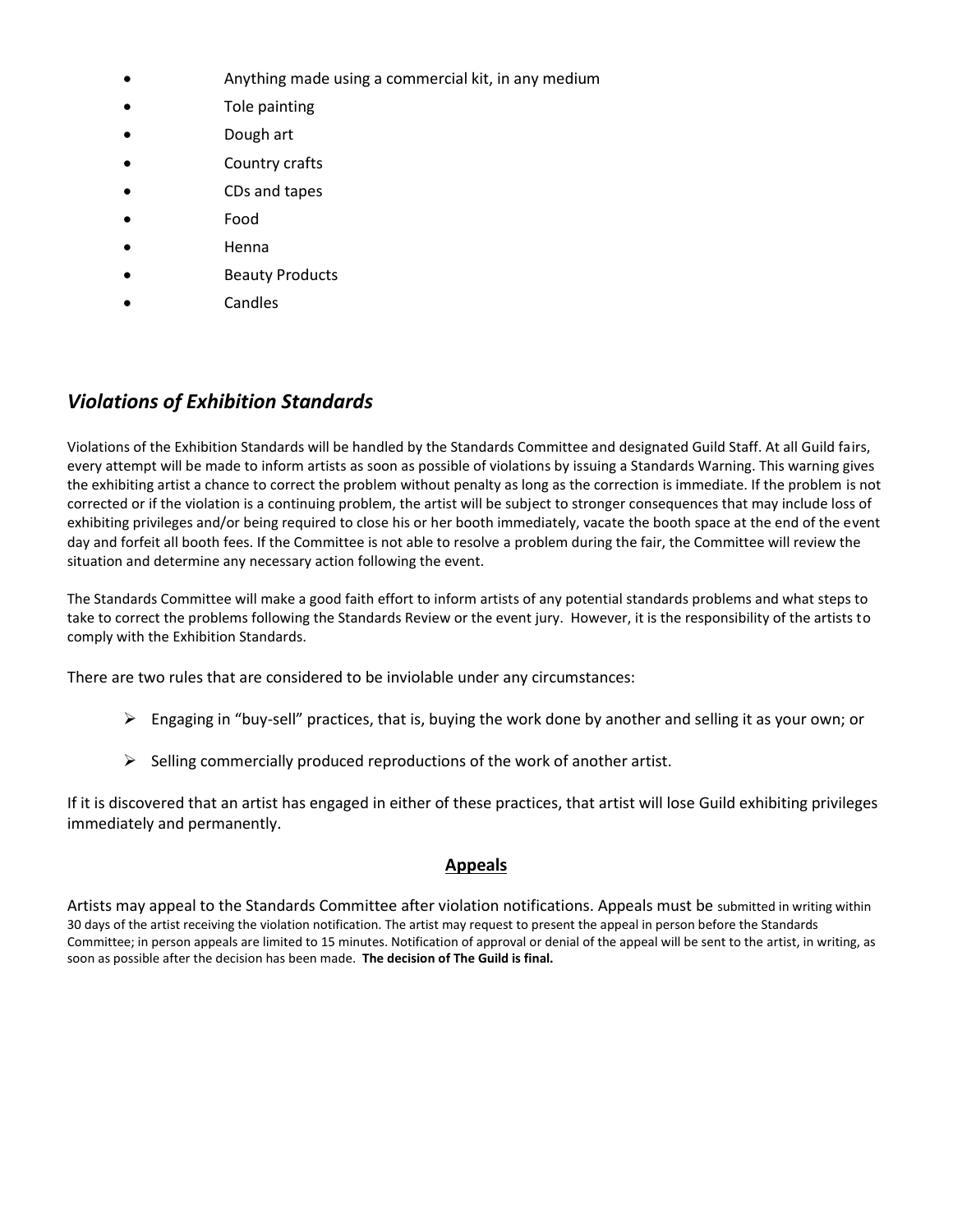- Anything made using a commercial kit, in any medium
- Tole painting
- Dough art
- Country crafts
- CDs and tapes
- Food
- Henna
- Beauty Products
- Candles

## *Violations of Exhibition Standards*

Violations of the Exhibition Standards will be handled by the Standards Committee and designated Guild Staff. At all Guild fairs, every attempt will be made to inform artists as soon as possible of violations by issuing a Standards Warning. This warning gives the exhibiting artist a chance to correct the problem without penalty as long as the correction is immediate. If the problem is not corrected or if the violation is a continuing problem, the artist will be subject to stronger consequences that may include loss of exhibiting privileges and/or being required to close his or her booth immediately, vacate the booth space at the end of the event day and forfeit all booth fees. If the Committee is not able to resolve a problem during the fair, the Committee will review the situation and determine any necessary action following the event.

The Standards Committee will make a good faith effort to inform artists of any potential standards problems and what steps to take to correct the problems following the Standards Review or the event jury. However, it is the responsibility of the artists to comply with the Exhibition Standards.

There are two rules that are considered to be inviolable under any circumstances:

- Engaging in "buy-sell" practices, that is, buying the work done by another and selling it as your own; or
- Selling commercially produced reproductions of the work of another artist.

If it is discovered that an artist has engaged in either of these practices, that artist will lose Guild exhibiting privileges immediately and permanently.

### Appeals

Artists may appeal to the Standards Committee after violation notifications. Appeals must be submitted in writing within 30 days of the artist receiving the violation notification. The artist may request to present the appeal in person before the Standards Committee; in person appeals are limited to 15 minutes. Notification of approval or denial of the appeal will be sent to the artist, in writing, as soon as possible after the decision has been made. **The decision of The Guild is final.**